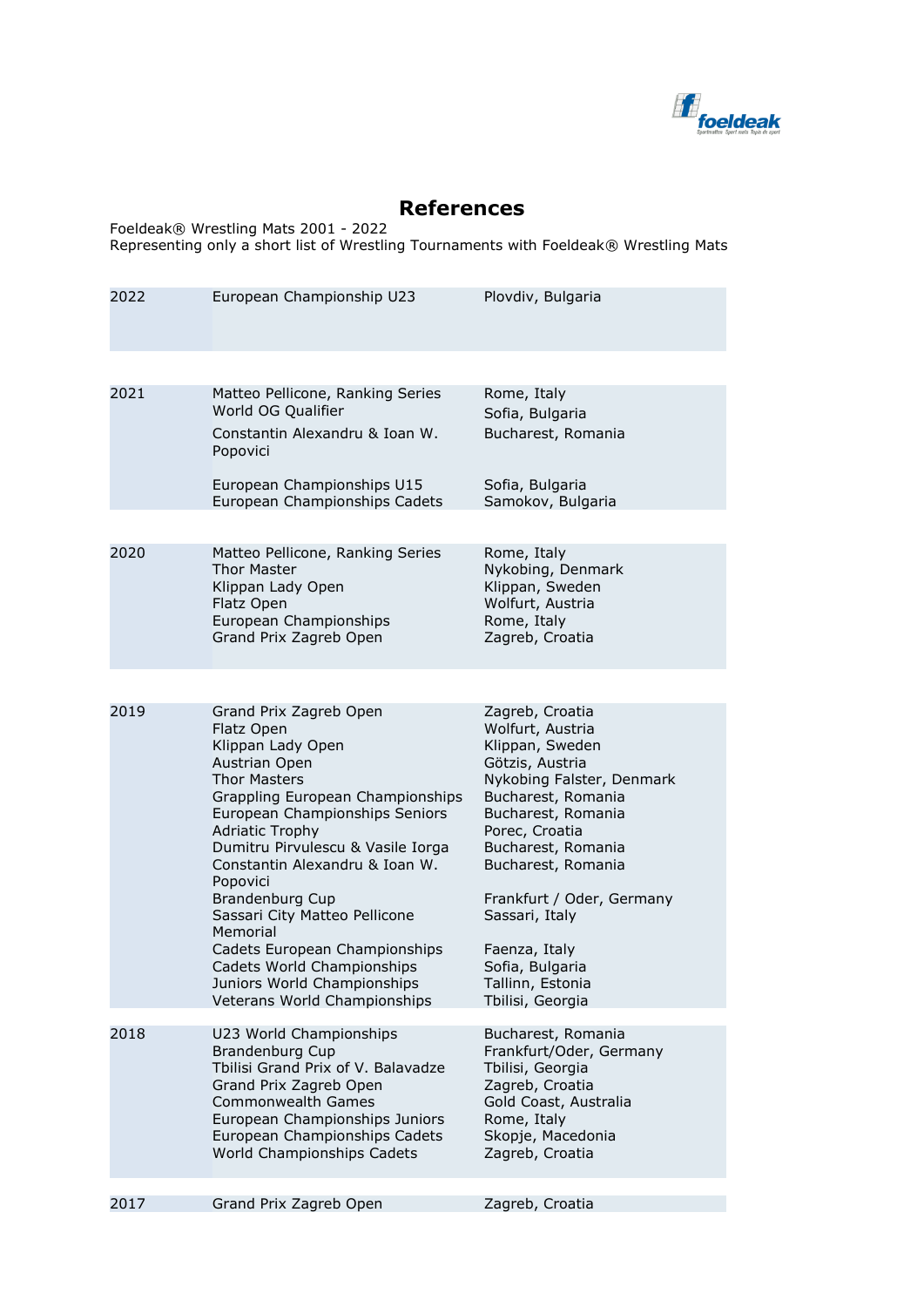# References

Foeldeak® Wrestling Mats 2001 - 2022
Representing only a short list of Wrestling Tournaments with Foeldeak® Wrestling Mats

| Year | Tournament | Location |
|---|---|---|
| 2022 | European Championship U23 | Plovdiv, Bulgaria |
| 2021 | Matteo Pellicone, Ranking Series | Rome, Italy |
| | World OG Qualifier | Sofia, Bulgaria |
| | Constantin Alexandru & Ioan W. Popovici | Bucharest, Romania |
| | European Championships U15 | Sofia, Bulgaria |
| | European Championships Cadets | Samokov, Bulgaria |
| 2020 | Matteo Pellicone, Ranking Series | Rome, Italy |
| | Thor Master | Nykobing, Denmark |
| | Klippan Lady Open | Klippan, Sweden |
| | Flatz Open | Wolfurt, Austria |
| | European Championships | Rome, Italy |
| | Grand Prix Zagreb Open | Zagreb, Croatia |
| 2019 | Grand Prix Zagreb Open | Zagreb, Croatia |
| | Flatz Open | Wolfurt, Austria |
| | Klippan Lady Open | Klippan, Sweden |
| | Austrian Open | Götzis, Austria |
| | Thor Masters | Nykobing Falster, Denmark |
| | Grappling European Championships | Bucharest, Romania |
| | European Championships Seniors | Bucharest, Romania |
| | Adriatic Trophy | Porec, Croatia |
| | Dumitru Pirvulescu & Vasile Iorga | Bucharest, Romania |
| | Constantin Alexandru & Ioan W. Popovici | Bucharest, Romania |
| | Brandenburg Cup | Frankfurt / Oder, Germany |
| | Sassari City Matteo Pellicone Memorial | Sassari, Italy |
| | Cadets European Championships | Faenza, Italy |
| | Cadets World Championships | Sofia, Bulgaria |
| | Juniors World Championships | Tallinn, Estonia |
| | Veterans World Championships | Tbilisi, Georgia |
| 2018 | U23 World Championships | Bucharest, Romania |
| | Brandenburg Cup | Frankfurt/Oder, Germany |
| | Tbilisi Grand Prix of V. Balavadze | Tbilisi, Georgia |
| | Grand Prix Zagreb Open | Zagreb, Croatia |
| | Commonwealth Games | Gold Coast, Australia |
| | European Championships Juniors | Rome, Italy |
| | European Championships Cadets | Skopje, Macedonia |
| | World Championships Cadets | Zagreb, Croatia |
| 2017 | Grand Prix Zagreb Open | Zagreb, Croatia |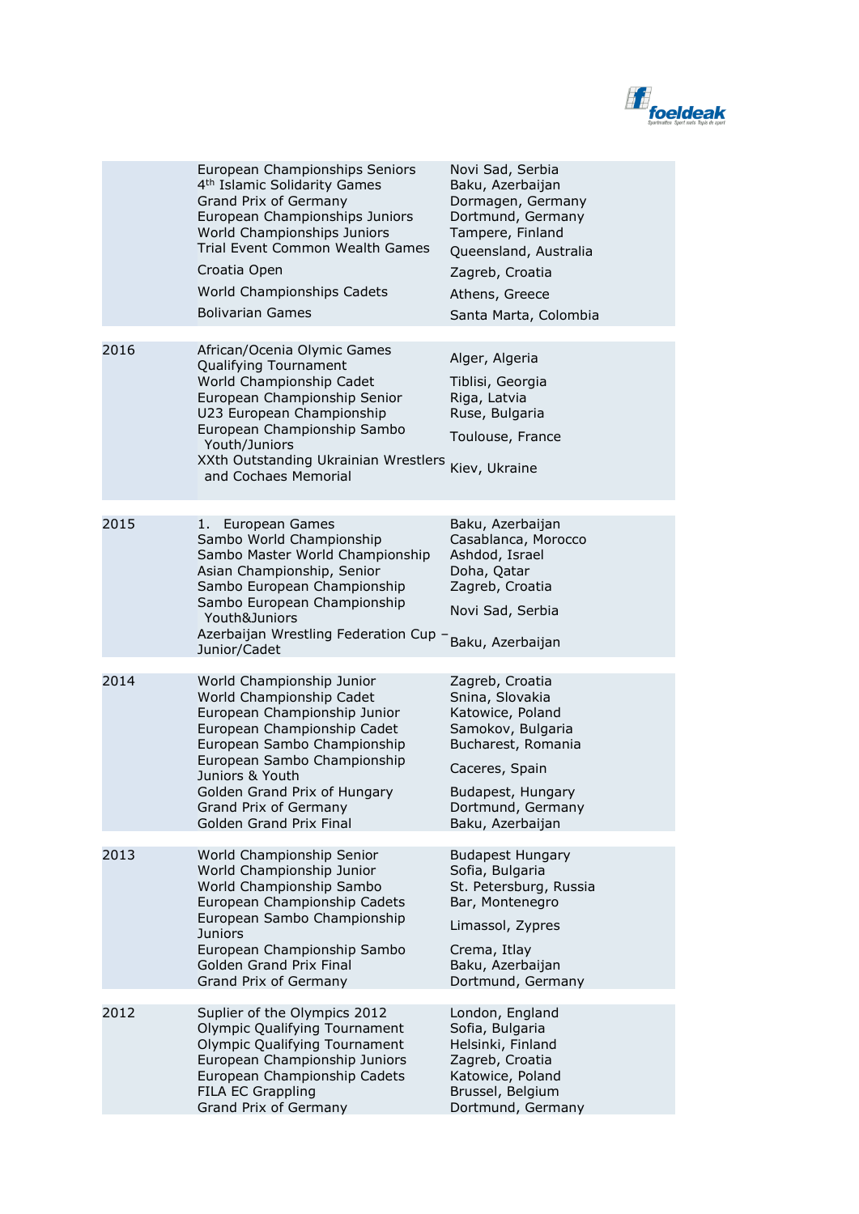| Year | Event | Location |
|---|---|---|
| | European Championships Seniors | Novi Sad, Serbia |
| | 4th Islamic Solidarity Games | Baku, Azerbaijan |
| | Grand Prix of Germany | Dormagen, Germany |
| | European Championships Juniors | Dortmund, Germany |
| | World Championships Juniors | Tampere, Finland |
| | Trial Event Common Wealth Games | Queensland, Australia |
| | Croatia Open | Zagreb, Croatia |
| | World Championships Cadets | Athens, Greece |
| | Bolivarian Games | Santa Marta, Colombia |
| 2016 | African/Ocenia Olymic Games Qualifying Tournament | Alger, Algeria |
| | World Championship Cadet | Tiblisi, Georgia |
| | European Championship Senior | Riga, Latvia |
| | U23 European Championship | Ruse, Bulgaria |
| | European Championship Sambo Youth/Juniors | Toulouse, France |
| | XXth Outstanding Ukrainian Wrestlers and Cochaes Memorial | Kiev, Ukraine |
| 2015 | 1. European Games | Baku, Azerbaijan |
| | Sambo World Championship | Casablanca, Morocco |
| | Sambo Master World Championship | Ashdod, Israel |
| | Asian Championship, Senior | Doha, Qatar |
| | Sambo European Championship | Zagreb, Croatia |
| | Sambo European Championship Youth&Juniors | Novi Sad, Serbia |
| | Azerbaijan Wrestling Federation Cup – Junior/Cadet | Baku, Azerbaijan |
| 2014 | World Championship Junior | Zagreb, Croatia |
| | World Championship Cadet | Snina, Slovakia |
| | European Championship Junior | Katowice, Poland |
| | European Championship Cadet | Samokov, Bulgaria |
| | European Sambo Championship | Bucharest, Romania |
| | European Sambo Championship Juniors & Youth | Caceres, Spain |
| | Golden Grand Prix of Hungary | Budapest, Hungary |
| | Grand Prix of Germany | Dortmund, Germany |
| | Golden Grand Prix Final | Baku, Azerbaijan |
| 2013 | World Championship Senior | Budapest Hungary |
| | World Championship Junior | Sofia, Bulgaria |
| | World Championship Sambo | St. Petersburg, Russia |
| | European Championship Cadets | Bar, Montenegro |
| | European Sambo Championship Juniors | Limassol, Zypres |
| | European Championship Sambo | Crema, Itlay |
| | Golden Grand Prix Final | Baku, Azerbaijan |
| | Grand Prix of Germany | Dortmund, Germany |
| 2012 | Suplier of the Olympics 2012 | London, England |
| | Olympic Qualifying Tournament | Sofia, Bulgaria |
| | Olympic Qualifying Tournament | Helsinki, Finland |
| | European Championship Juniors | Zagreb, Croatia |
| | European Championship Cadets | Katowice, Poland |
| | FILA EC Grappling | Brussel, Belgium |
| | Grand Prix of Germany | Dortmund, Germany |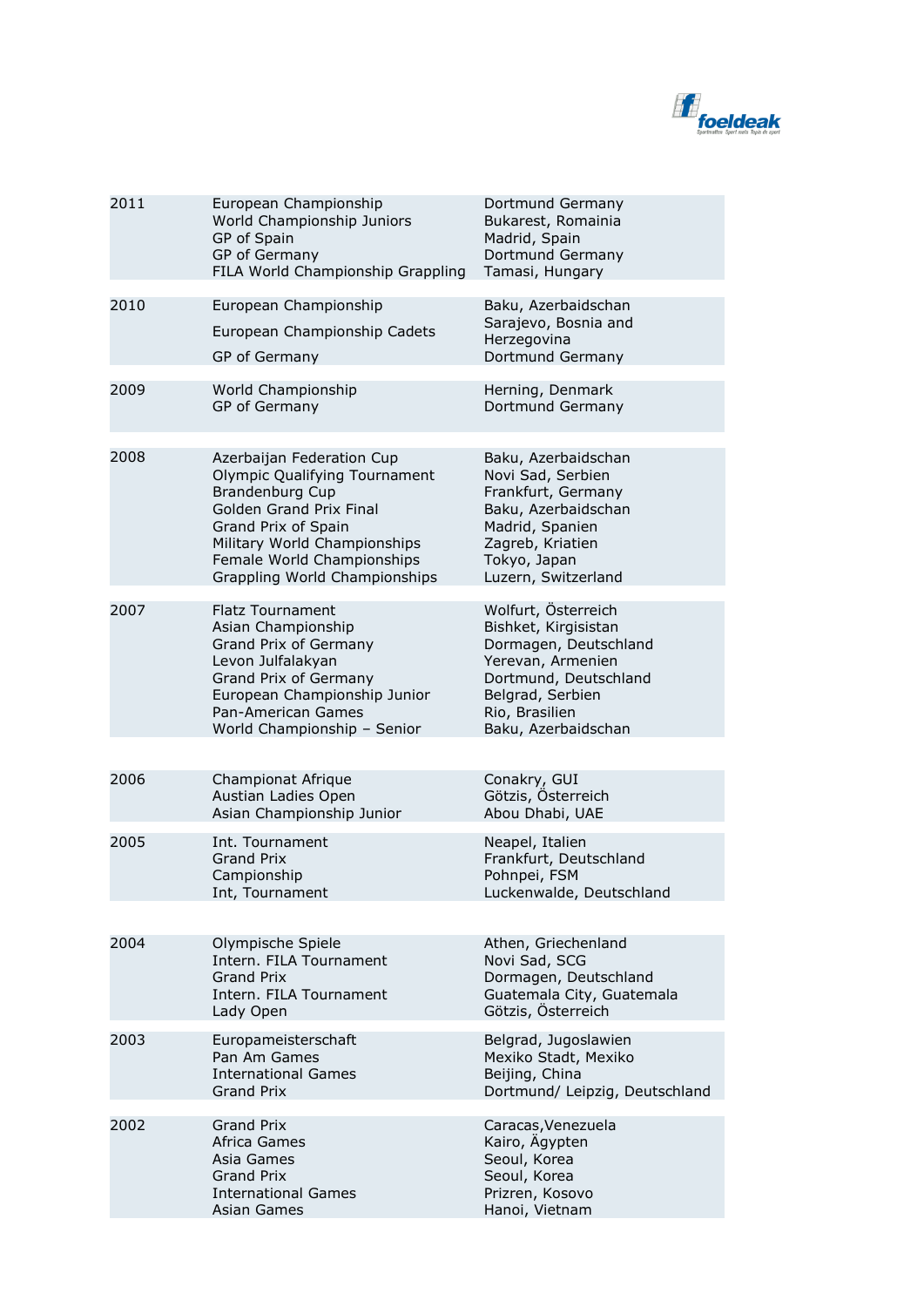| | | |
|---|---|---|
| 2011 | European Championship<br>World Championship Juniors<br>GP of Spain<br>GP of Germany<br>FILA World Championship Grappling | Dortmund Germany<br>Bukarest, Romainia<br>Madrid, Spain<br>Dortmund Germany<br>Tamasi, Hungary |
| 2010 | European Championship<br>European Championship Cadets<br>GP of Germany | Baku, Azerbaidschan<br>Sarajevo, Bosnia and Herzegovina<br>Dortmund Germany |
| 2009 | World Championship<br>GP of Germany | Herning, Denmark<br>Dortmund Germany |
| 2008 | Azerbaijan Federation Cup<br>Olympic Qualifying Tournament<br>Brandenburg Cup<br>Golden Grand Prix Final<br>Grand Prix of Spain<br>Military World Championships<br>Female World Championships<br>Grappling World Championships | Baku, Azerbaidschan<br>Novi Sad, Serbien<br>Frankfurt, Germany<br>Baku, Azerbaidschan<br>Madrid, Spanien<br>Zagreb, Kriatien<br>Tokyo, Japan<br>Luzern, Switzerland |
| 2007 | Flatz Tournament<br>Asian Championship<br>Grand Prix of Germany<br>Levon Julfalakyan<br>Grand Prix of Germany<br>European Championship Junior<br>Pan-American Games<br>World Championship – Senior | Wolfurt, Österreich<br>Bishket, Kirgisistan<br>Dormagen, Deutschland<br>Yerevan, Armenien<br>Dortmund, Deutschland<br>Belgrad, Serbien<br>Rio, Brasilien<br>Baku, Azerbaidschan |
| 2006 | Championat Afrique<br>Austian Ladies Open<br>Asian Championship Junior | Conakry, GUI<br>Götzis, Österreich<br>Abou Dhabi, UAE |
| 2005 | Int. Tournament<br>Grand Prix<br>Campionship<br>Int, Tournament | Neapel, Italien<br>Frankfurt, Deutschland<br>Pohnpei, FSM<br>Luckenwalde, Deutschland |
| 2004 | Olympische Spiele<br>Intern. FILA Tournament<br>Grand Prix<br>Intern. FILA Tournament<br>Lady Open | Athen, Griechenland<br>Novi Sad, SCG<br>Dormagen, Deutschland<br>Guatemala City, Guatemala<br>Götzis, Österreich |
| 2003 | Europameisterschaft<br>Pan Am Games<br>International Games<br>Grand Prix | Belgrad, Jugoslawien<br>Mexiko Stadt, Mexiko<br>Beijing, China<br>Dortmund/ Leipzig, Deutschland |
| 2002 | Grand Prix<br>Africa Games<br>Asia Games<br>Grand Prix<br>International Games<br>Asian Games | Caracas,Venezuela<br>Kairo, Ägypten<br>Seoul, Korea<br>Seoul, Korea<br>Prizren, Kosovo<br>Hanoi, Vietnam |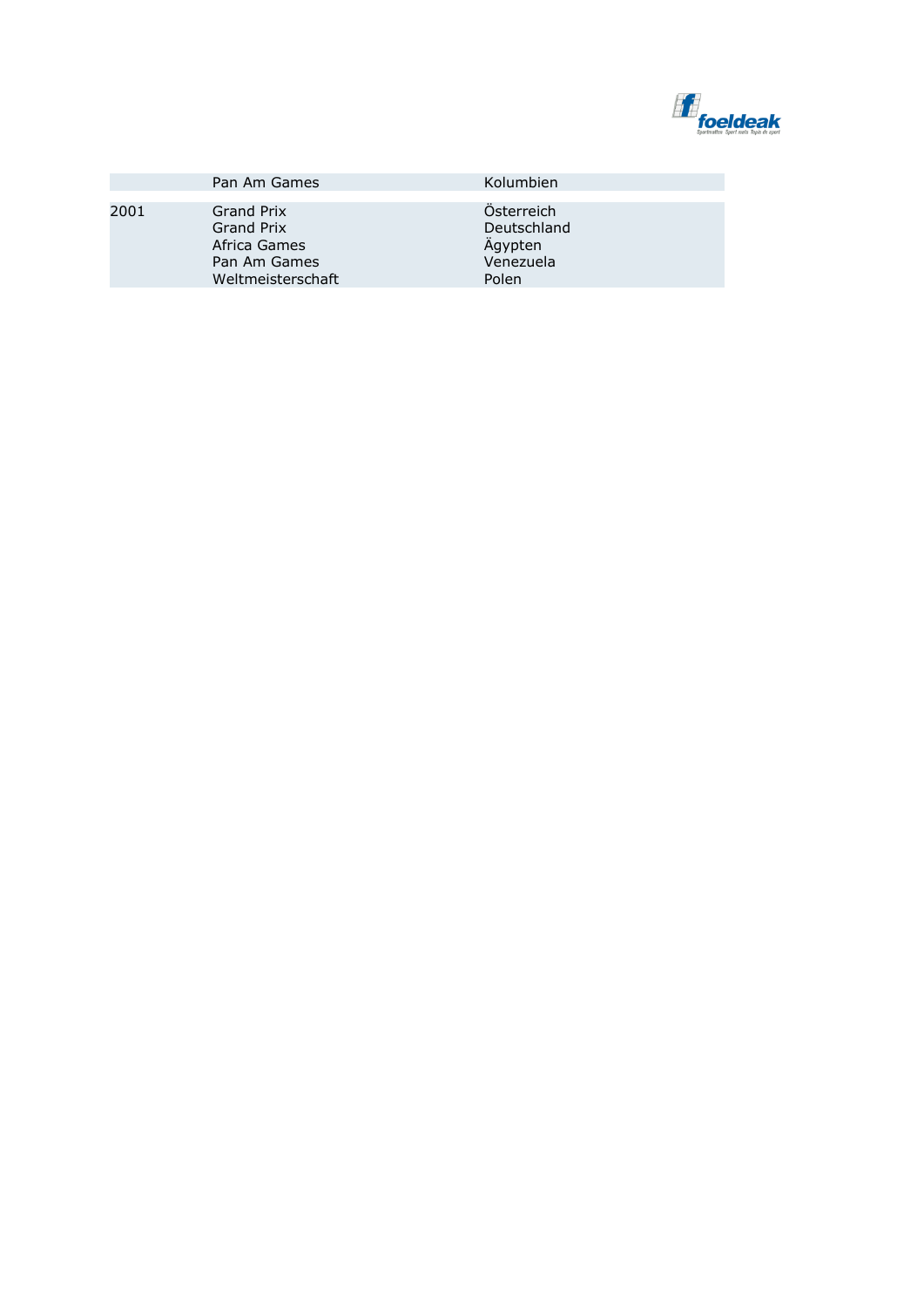| | | |
|---|---|---|
| | Pan Am Games | Kolumbien |
| 2001 | Grand Prix | Österreich |
| | Grand Prix | Deutschland |
| | Africa Games | Ägypten |
| | Pan Am Games | Venezuela |
| | Weltmeisterschaft | Polen |